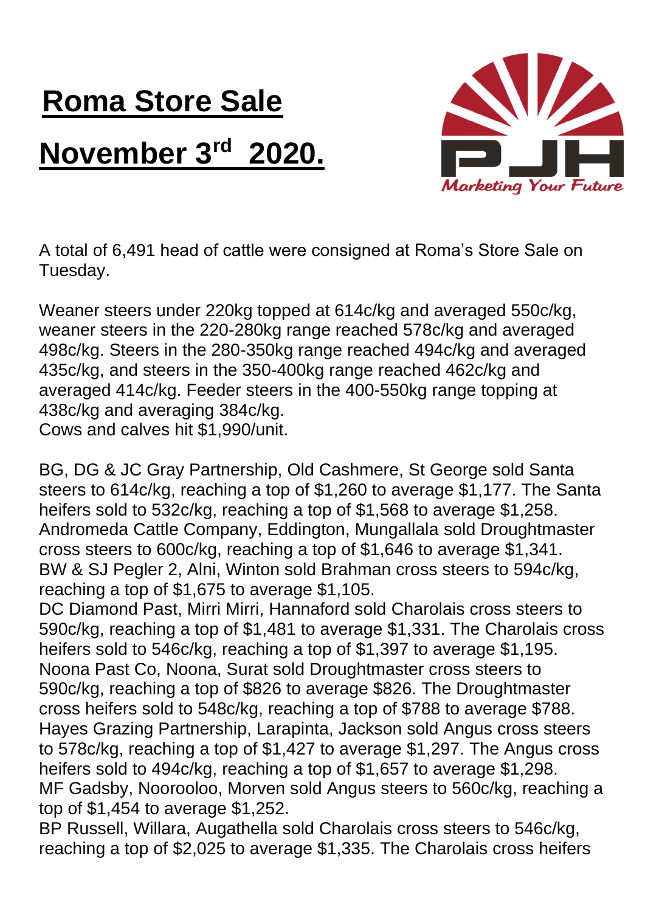# Roma Store Sale

# November 3rd 2020.

Marketing Your Future

A total of 6,491 head of cattle were consigned at Roma's Store Sale on Tuesday.

Weaner steers under 220kg topped at 614c/kg and averaged 550c/kg, weaner steers in the 220-280kg range reached 578c/kg and averaged 498c/kg. Steers in the 280-350kg range reached 494c/kg and averaged 435c/kg, and steers in the 350-400kg range reached 462c/kg and averaged 414c/kg. Feeder steers in the 400-550kg range topping at 438c/kg and averaging 384c/kg.
Cows and calves hit $1,990/unit.

BG, DG & JC Gray Partnership, Old Cashmere, St George sold Santa steers to 614c/kg, reaching a top of $1,260 to average $1,177. The Santa heifers sold to 532c/kg, reaching a top of $1,568 to average $1,258.
Andromeda Cattle Company, Eddington, Mungallala sold Droughtmaster cross steers to 600c/kg, reaching a top of $1,646 to average $1,341.
BW & SJ Pegler 2, Alni, Winton sold Brahman cross steers to 594c/kg, reaching a top of $1,675 to average $1,105.
DC Diamond Past, Mirri Mirri, Hannaford sold Charolais cross steers to 590c/kg, reaching a top of $1,481 to average $1,331. The Charolais cross heifers sold to 546c/kg, reaching a top of $1,397 to average $1,195.
Noona Past Co, Noona, Surat sold Droughtmaster cross steers to 590c/kg, reaching a top of $826 to average $826. The Droughtmaster cross heifers sold to 548c/kg, reaching a top of $788 to average $788.
Hayes Grazing Partnership, Larapinta, Jackson sold Angus cross steers to 578c/kg, reaching a top of $1,427 to average $1,297. The Angus cross heifers sold to 494c/kg, reaching a top of $1,657 to average $1,298.
MF Gadsby, Noorooloo, Morven sold Angus steers to 560c/kg, reaching a top of $1,454 to average $1,252.
BP Russell, Willara, Augathella sold Charolais cross steers to 546c/kg, reaching a top of $2,025 to average $1,335. The Charolais cross heifers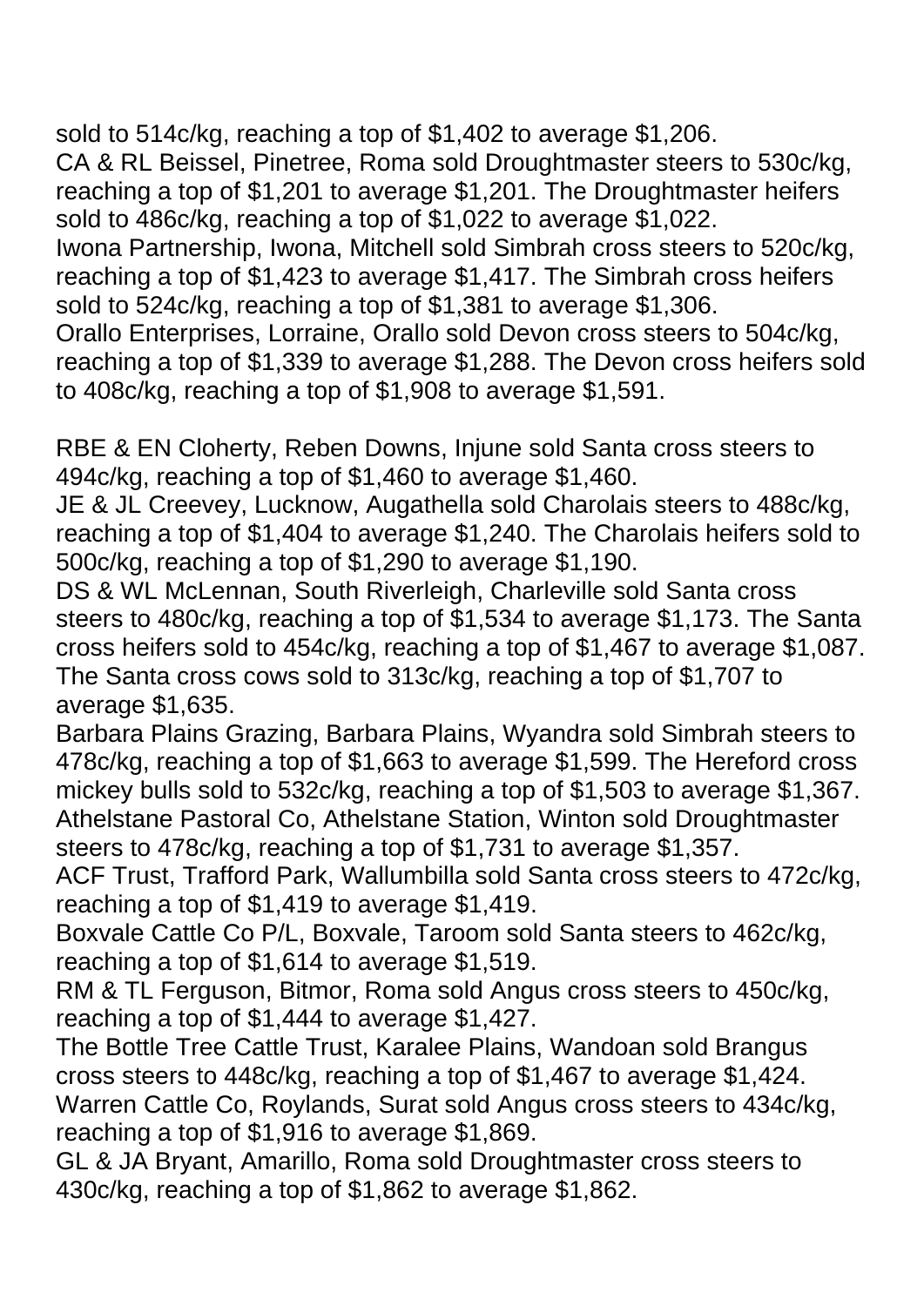sold to 514c/kg, reaching a top of $1,402 to average $1,206.
CA & RL Beissel, Pinetree, Roma sold Droughtmaster steers to 530c/kg, reaching a top of $1,201 to average $1,201. The Droughtmaster heifers sold to 486c/kg, reaching a top of $1,022 to average $1,022.
Iwona Partnership, Iwona, Mitchell sold Simbrah cross steers to 520c/kg, reaching a top of $1,423 to average $1,417. The Simbrah cross heifers sold to 524c/kg, reaching a top of $1,381 to average $1,306.
Orallo Enterprises, Lorraine, Orallo sold Devon cross steers to 504c/kg, reaching a top of $1,339 to average $1,288. The Devon cross heifers sold to 408c/kg, reaching a top of $1,908 to average $1,591.

RBE & EN Cloherty, Reben Downs, Injune sold Santa cross steers to 494c/kg, reaching a top of $1,460 to average $1,460.
JE & JL Creevey, Lucknow, Augathella sold Charolais steers to 488c/kg, reaching a top of $1,404 to average $1,240. The Charolais heifers sold to 500c/kg, reaching a top of $1,290 to average $1,190.
DS & WL McLennan, South Riverleigh, Charleville sold Santa cross steers to 480c/kg, reaching a top of $1,534 to average $1,173. The Santa cross heifers sold to 454c/kg, reaching a top of $1,467 to average $1,087. The Santa cross cows sold to 313c/kg, reaching a top of $1,707 to average $1,635.
Barbara Plains Grazing, Barbara Plains, Wyandra sold Simbrah steers to 478c/kg, reaching a top of $1,663 to average $1,599. The Hereford cross mickey bulls sold to 532c/kg, reaching a top of $1,503 to average $1,367.
Athelstane Pastoral Co, Athelstane Station, Winton sold Droughtmaster steers to 478c/kg, reaching a top of $1,731 to average $1,357.
ACF Trust, Trafford Park, Wallumbilla sold Santa cross steers to 472c/kg, reaching a top of $1,419 to average $1,419.
Boxvale Cattle Co P/L, Boxvale, Taroom sold Santa steers to 462c/kg, reaching a top of $1,614 to average $1,519.
RM & TL Ferguson, Bitmor, Roma sold Angus cross steers to 450c/kg, reaching a top of $1,444 to average $1,427.
The Bottle Tree Cattle Trust, Karalee Plains, Wandoan sold Brangus cross steers to 448c/kg, reaching a top of $1,467 to average $1,424.
Warren Cattle Co, Roylands, Surat sold Angus cross steers to 434c/kg, reaching a top of $1,916 to average $1,869.
GL & JA Bryant, Amarillo, Roma sold Droughtmaster cross steers to 430c/kg, reaching a top of $1,862 to average $1,862.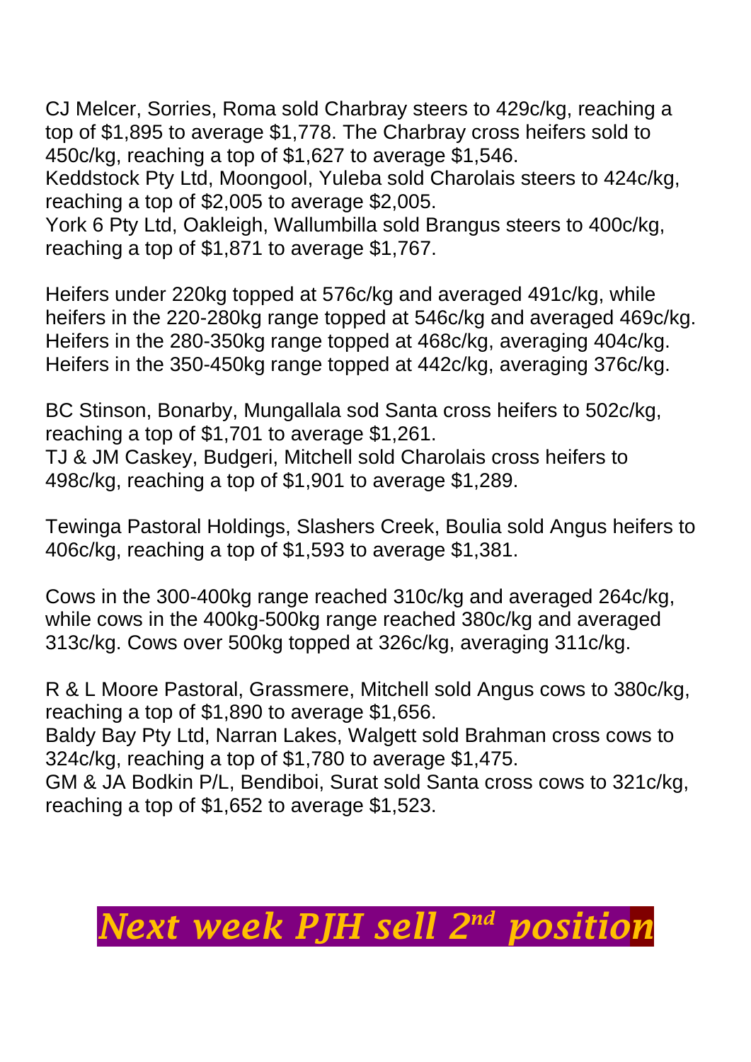CJ Melcer, Sorries, Roma sold Charbray steers to 429c/kg, reaching a top of $1,895 to average $1,778. The Charbray cross heifers sold to 450c/kg, reaching a top of $1,627 to average $1,546.
Keddstock Pty Ltd, Moongool, Yuleba sold Charolais steers to 424c/kg, reaching a top of $2,005 to average $2,005.
York 6 Pty Ltd, Oakleigh, Wallumbilla sold Brangus steers to 400c/kg, reaching a top of $1,871 to average $1,767.

Heifers under 220kg topped at 576c/kg and averaged 491c/kg, while heifers in the 220-280kg range topped at 546c/kg and averaged 469c/kg. Heifers in the 280-350kg range topped at 468c/kg, averaging 404c/kg. Heifers in the 350-450kg range topped at 442c/kg, averaging 376c/kg.

BC Stinson, Bonarby, Mungallala sod Santa cross heifers to 502c/kg, reaching a top of $1,701 to average $1,261.
TJ & JM Caskey, Budgeri, Mitchell sold Charolais cross heifers to 498c/kg, reaching a top of $1,901 to average $1,289.

Tewinga Pastoral Holdings, Slashers Creek, Boulia sold Angus heifers to 406c/kg, reaching a top of $1,593 to average $1,381.

Cows in the 300-400kg range reached 310c/kg and averaged 264c/kg, while cows in the 400kg-500kg range reached 380c/kg and averaged 313c/kg. Cows over 500kg topped at 326c/kg, averaging 311c/kg.

R & L Moore Pastoral, Grassmere, Mitchell sold Angus cows to 380c/kg, reaching a top of $1,890 to average $1,656.
Baldy Bay Pty Ltd, Narran Lakes, Walgett sold Brahman cross cows to 324c/kg, reaching a top of $1,780 to average $1,475.
GM & JA Bodkin P/L, Bendiboi, Surat sold Santa cross cows to 321c/kg, reaching a top of $1,652 to average $1,523.

***Next week PJH sell 2nd position***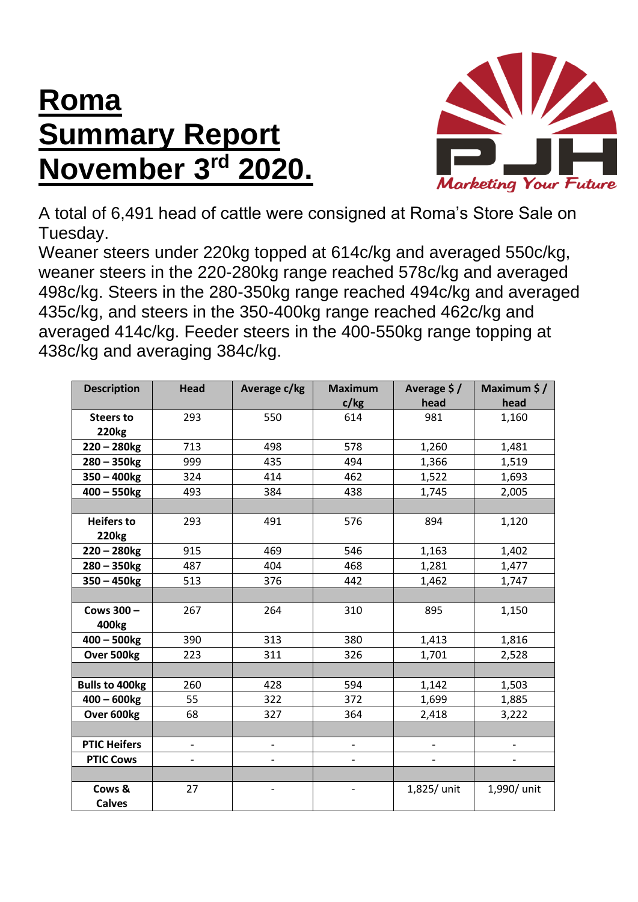# Roma Summary Report November 3rd 2020.

Marketing Your Future

A total of 6,491 head of cattle were consigned at Roma's Store Sale on Tuesday.

Weaner steers under 220kg topped at 614c/kg and averaged 550c/kg, weaner steers in the 220-280kg range reached 578c/kg and averaged 498c/kg. Steers in the 280-350kg range reached 494c/kg and averaged 435c/kg, and steers in the 350-400kg range reached 462c/kg and averaged 414c/kg. Feeder steers in the 400-550kg range topping at 438c/kg and averaging 384c/kg.

| Description | Head | Average c/kg | Maximum c/kg | Average $ / head | Maximum $ / head |
|---|---|---|---|---|---|
| **Steers to 220kg** | 293 | 550 | 614 | 981 | 1,160 |
| **220 – 280kg** | 713 | 498 | 578 | 1,260 | 1,481 |
| **280 – 350kg** | 999 | 435 | 494 | 1,366 | 1,519 |
| **350 – 400kg** | 324 | 414 | 462 | 1,522 | 1,693 |
| **400 – 550kg** | 493 | 384 | 438 | 1,745 | 2,005 |
| | | | | | |
| **Heifers to 220kg** | 293 | 491 | 576 | 894 | 1,120 |
| **220 – 280kg** | 915 | 469 | 546 | 1,163 | 1,402 |
| **280 – 350kg** | 487 | 404 | 468 | 1,281 | 1,477 |
| **350 – 450kg** | 513 | 376 | 442 | 1,462 | 1,747 |
| | | | | | |
| **Cows 300 – 400kg** | 267 | 264 | 310 | 895 | 1,150 |
| **400 – 500kg** | 390 | 313 | 380 | 1,413 | 1,816 |
| **Over 500kg** | 223 | 311 | 326 | 1,701 | 2,528 |
| | | | | | |
| **Bulls to 400kg** | 260 | 428 | 594 | 1,142 | 1,503 |
| **400 – 600kg** | 55 | 322 | 372 | 1,699 | 1,885 |
| **Over 600kg** | 68 | 327 | 364 | 2,418 | 3,222 |
| | | | | | |
| **PTIC Heifers** | - | - | - | - | - |
| **PTIC Cows** | - | - | - | - | - |
| | | | | | |
| **Cows & Calves** | 27 | - | - | 1,825/ unit | 1,990/ unit |